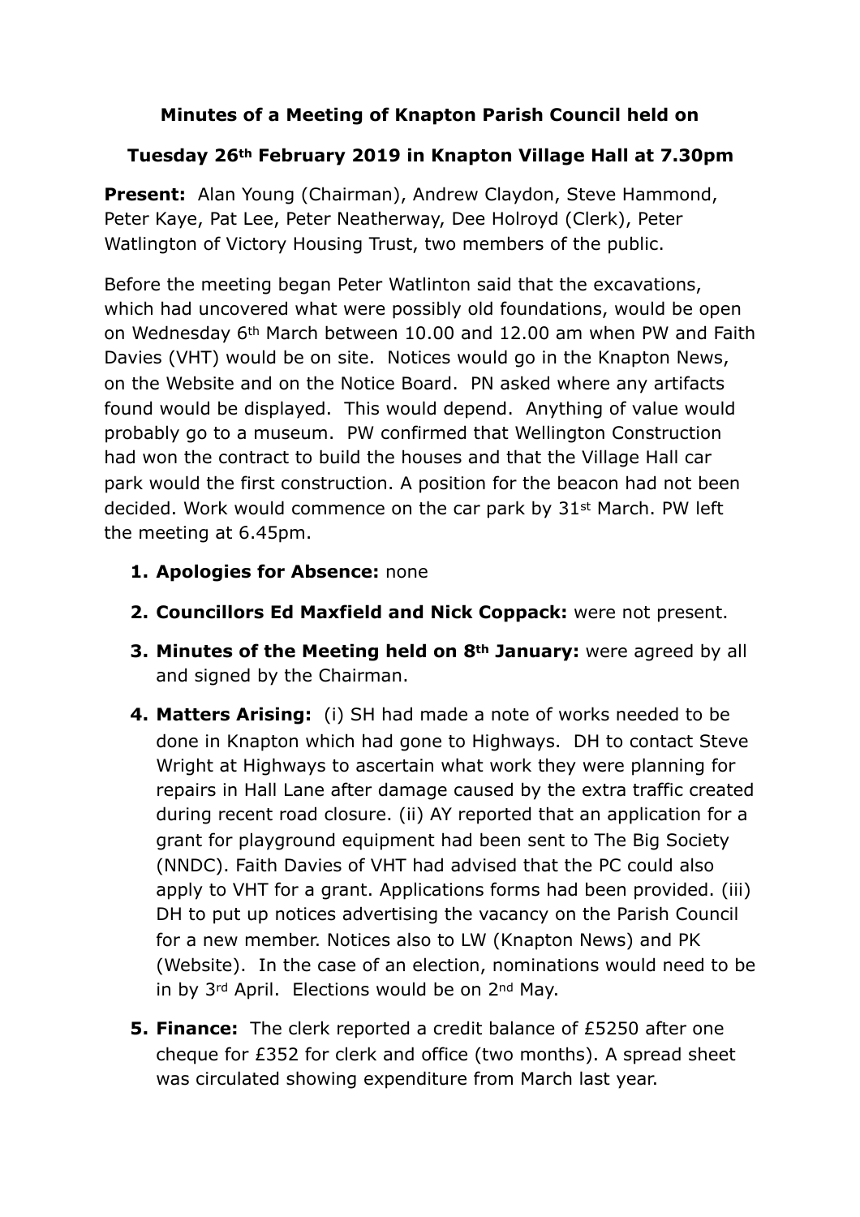**Minutes of a Meeting of Knapton Parish Council held on**

**Tuesday 26th February 2019 in Knapton Village Hall at 7.30pm**

**Present:** Alan Young (Chairman), Andrew Claydon, Steve Hammond, Peter Kaye, Pat Lee, Peter Neatherway, Dee Holroyd (Clerk), Peter Watlington of Victory Housing Trust, two members of the public.

Before the meeting began Peter Watlinton said that the excavations, which had uncovered what were possibly old foundations, would be open on Wednesday 6th March between 10.00 and 12.00 am when PW and Faith Davies (VHT) would be on site. Notices would go in the Knapton News, on the Website and on the Notice Board. PN asked where any artifacts found would be displayed. This would depend. Anything of value would probably go to a museum. PW confirmed that Wellington Construction had won the contract to build the houses and that the Village Hall car park would the first construction. A position for the beacon had not been decided. Work would commence on the car park by 31st March. PW left the meeting at 6.45pm.

1. **Apologies for Absence:** none
2. **Councillors Ed Maxfield and Nick Coppack:** were not present.
3. **Minutes of the Meeting held on 8th January:** were agreed by all and signed by the Chairman.
4. **Matters Arising:** (i) SH had made a note of works needed to be done in Knapton which had gone to Highways. DH to contact Steve Wright at Highways to ascertain what work they were planning for repairs in Hall Lane after damage caused by the extra traffic created during recent road closure. (ii) AY reported that an application for a grant for playground equipment had been sent to The Big Society (NNDC). Faith Davies of VHT had advised that the PC could also apply to VHT for a grant. Applications forms had been provided. (iii) DH to put up notices advertising the vacancy on the Parish Council for a new member. Notices also to LW (Knapton News) and PK (Website). In the case of an election, nominations would need to be in by 3rd April. Elections would be on 2nd May.
5. **Finance:** The clerk reported a credit balance of £5250 after one cheque for £352 for clerk and office (two months). A spread sheet was circulated showing expenditure from March last year.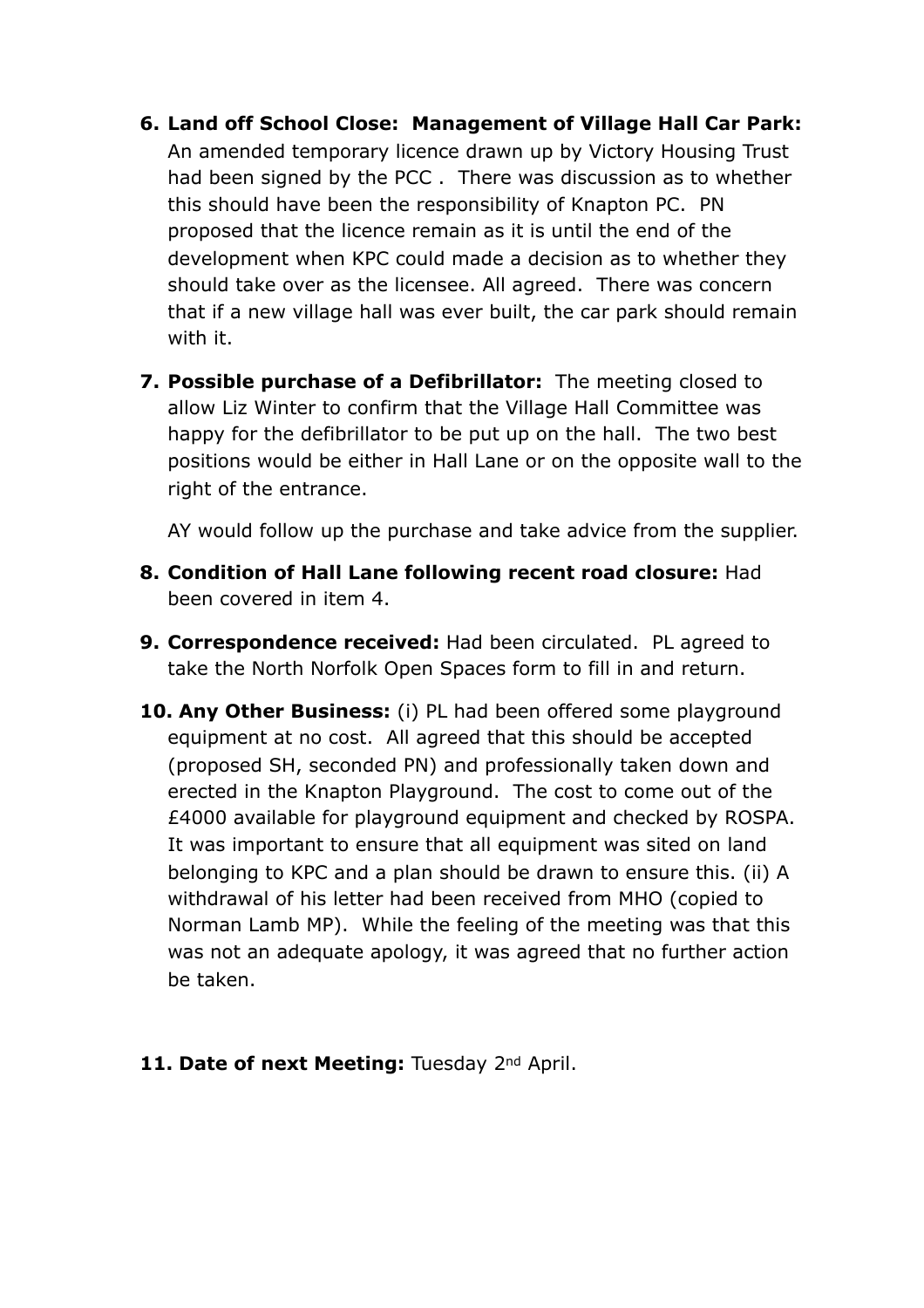6. **Land off School Close: Management of Village Hall Car Park:** An amended temporary licence drawn up by Victory Housing Trust had been signed by the PCC . There was discussion as to whether this should have been the responsibility of Knapton PC. PN proposed that the licence remain as it is until the end of the development when KPC could made a decision as to whether they should take over as the licensee. All agreed. There was concern that if a new village hall was ever built, the car park should remain with it.

7. **Possible purchase of a Defibrillator:** The meeting closed to allow Liz Winter to confirm that the Village Hall Committee was happy for the defibrillator to be put up on the hall. The two best positions would be either in Hall Lane or on the opposite wall to the right of the entrance.

   AY would follow up the purchase and take advice from the supplier.

8. **Condition of Hall Lane following recent road closure:** Had been covered in item 4.

9. **Correspondence received:** Had been circulated. PL agreed to take the North Norfolk Open Spaces form to fill in and return.

10. **Any Other Business:** (i) PL had been offered some playground equipment at no cost. All agreed that this should be accepted (proposed SH, seconded PN) and professionally taken down and erected in the Knapton Playground. The cost to come out of the £4000 available for playground equipment and checked by ROSPA. It was important to ensure that all equipment was sited on land belonging to KPC and a plan should be drawn to ensure this. (ii) A withdrawal of his letter had been received from MHO (copied to Norman Lamb MP). While the feeling of the meeting was that this was not an adequate apology, it was agreed that no further action be taken.

11. **Date of next Meeting:** Tuesday 2nd April.